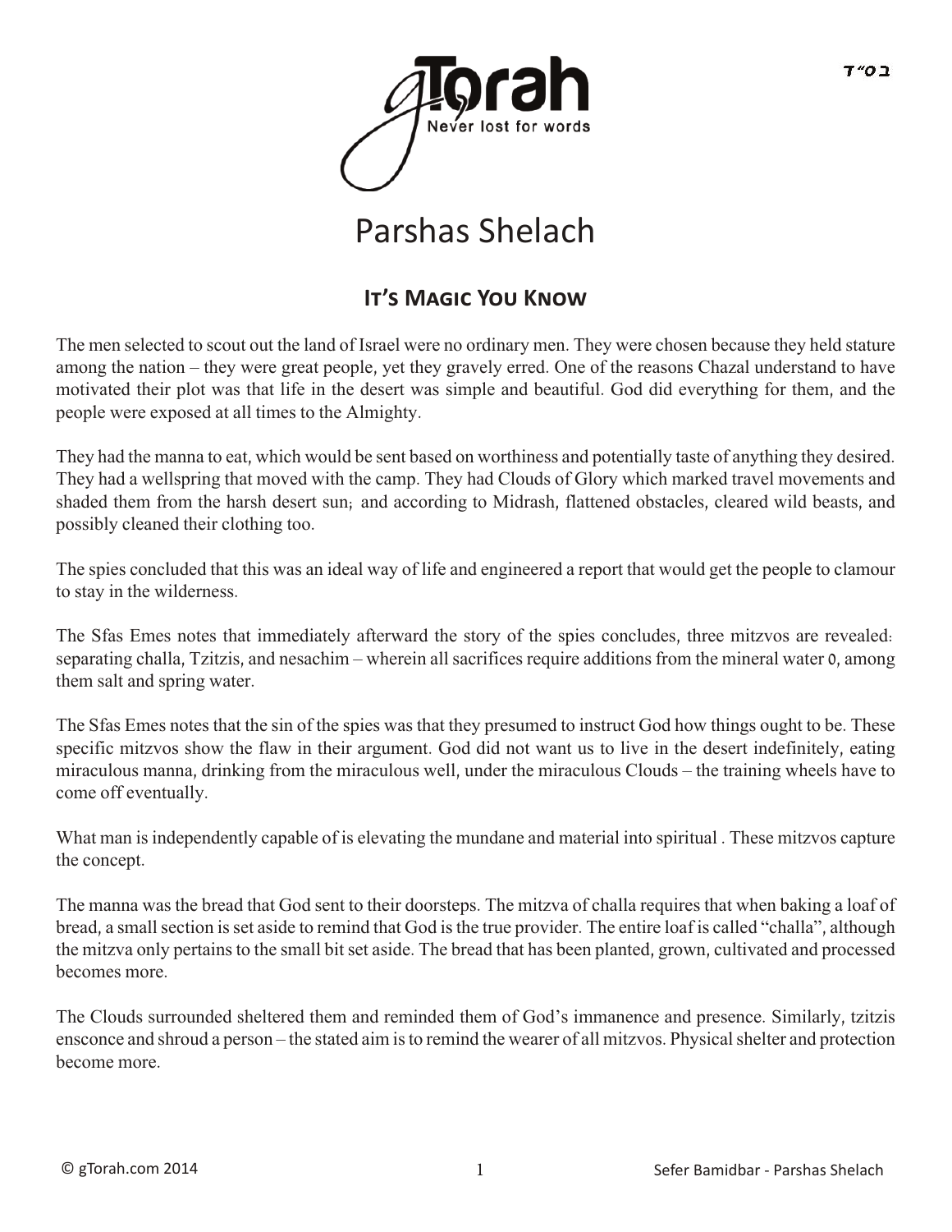# Parshas Shelach

## It's Magic You Know

The men selected to scout out the land of Israel were no ordinary men. They were chosen because they held stature among the nation – they were great people, yet they gravely erred. One of the reasons Chazal understand to have motivated their plot was that life in the desert was simple and beautiful. God did everything for them, and the people were exposed at all times to the Almighty.

They had the manna to eat, which would be sent based on worthiness and potentially taste of anything they desired. They had a wellspring that moved with the camp. They had Clouds of Glory which marked travel movements and shaded them from the harsh desert sun; and according to Midrash, flattened obstacles, cleared wild beasts, and possibly cleaned their clothing too.

The spies concluded that this was an ideal way of life and engineered a report that would get the people to clamour to stay in the wilderness.

The Sfas Emes notes that immediately afterward the story of the spies concludes, three mitzvos are revealed: separating challa, Tzitzis, and nesachim – wherein all sacrifices require additions from the mineral water ס, among them salt and spring water.

The Sfas Emes notes that the sin of the spies was that they presumed to instruct God how things ought to be. These specific mitzvos show the flaw in their argument. God did not want us to live in the desert indefinitely, eating miraculous manna, drinking from the miraculous well, under the miraculous Clouds – the training wheels have to come off eventually.

What man is independently capable of is elevating the mundane and material into spiritual . These mitzvos capture the concept.

The manna was the bread that God sent to their doorsteps. The mitzva of challa requires that when baking a loaf of bread, a small section is set aside to remind that God is the true provider. The entire loaf is called "challa", although the mitzva only pertains to the small bit set aside. The bread that has been planted, grown, cultivated and processed becomes more.

The Clouds surrounded sheltered them and reminded them of God's immanence and presence. Similarly, tzitzis ensconce and shroud a person – the stated aim is to remind the wearer of all mitzvos. Physical shelter and protection become more.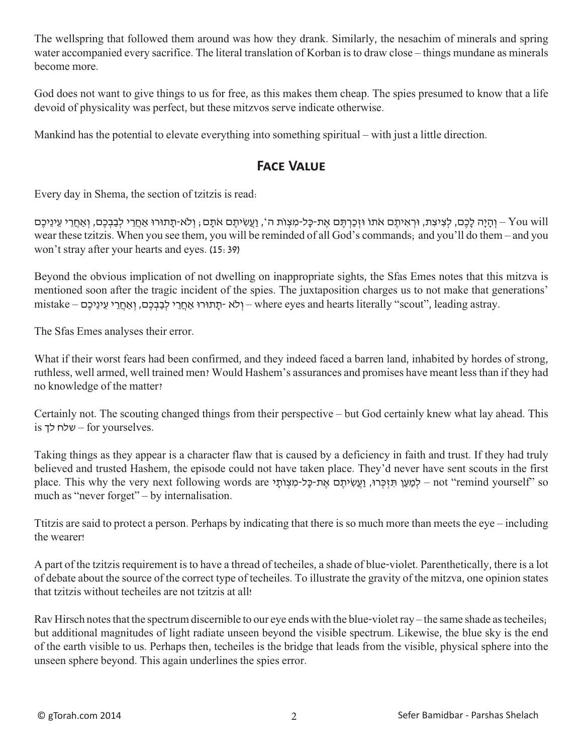The wellspring that followed them around was how they drank. Similarly, the nesachim of minerals and spring water accompanied every sacrifice. The literal translation of Korban is to draw close – things mundane as minerals become more.

God does not want to give things to us for free, as this makes them cheap. The spies presumed to know that a life devoid of physicality was perfect, but these mitzvos serve indicate otherwise.

Mankind has the potential to elevate everything into something spiritual – with just a little direction.

## Face Value

Every day in Shema, the section of tzitzis is read:

וְהָיָה לָכֶם, לְצִיצִת, וּרְאִיתֶם אֹתוֹ וּזְכַרְתֶּם אֶת-כָּל-מִצְוֹת ה', וַעֲשִׂיתֶם אֹתָם; וְלֹא-תָתוּרוּ אַחֲרֵי לְבַבְכֶם, וְאַחֲרֵי עֵינֵיכֶם – You will wear these tzitzis. When you see them, you will be reminded of all God's commands; and you'll do them – and you won't stray after your hearts and eyes. (15:39)

Beyond the obvious implication of not dwelling on inappropriate sights, the Sfas Emes notes that this mitzva is mentioned soon after the tragic incident of the spies. The juxtaposition charges us to not make that generations' mistake – וְלֹא -תָתוּרוּ אַחֲרֵי לְבַבְכֶם, וְאַחֲרֵי עֵינֵיכֶם – where eyes and hearts literally "scout", leading astray.

The Sfas Emes analyses their error.

What if their worst fears had been confirmed, and they indeed faced a barren land, inhabited by hordes of strong, ruthless, well armed, well trained men? Would Hashem's assurances and promises have meant less than if they had no knowledge of the matter?

Certainly not. The scouting changed things from their perspective – but God certainly knew what lay ahead. This is שלח לך – for yourselves.

Taking things as they appear is a character flaw that is caused by a deficiency in faith and trust. If they had truly believed and trusted Hashem, the episode could not have taken place. They'd never have sent scouts in the first place. This why the very next following words are לְמַעַן תִּזְכְּרוּ, וַעֲשִׂיתֶם אֶת-כָּל-מִצְוֹתָי – not "remind yourself" so much as "never forget" – by internalisation.

Ttitzis are said to protect a person. Perhaps by indicating that there is so much more than meets the eye – including the wearer!

A part of the tzitzis requirement is to have a thread of techeiles, a shade of blue-violet. Parenthetically, there is a lot of debate about the source of the correct type of techeiles. To illustrate the gravity of the mitzva, one opinion states that tzitzis without techeiles are not tzitzis at all!

Rav Hirsch notes that the spectrum discernible to our eye ends with the blue-violet ray – the same shade as techeiles; but additional magnitudes of light radiate unseen beyond the visible spectrum. Likewise, the blue sky is the end of the earth visible to us. Perhaps then, techeiles is the bridge that leads from the visible, physical sphere into the unseen sphere beyond. This again underlines the spies error.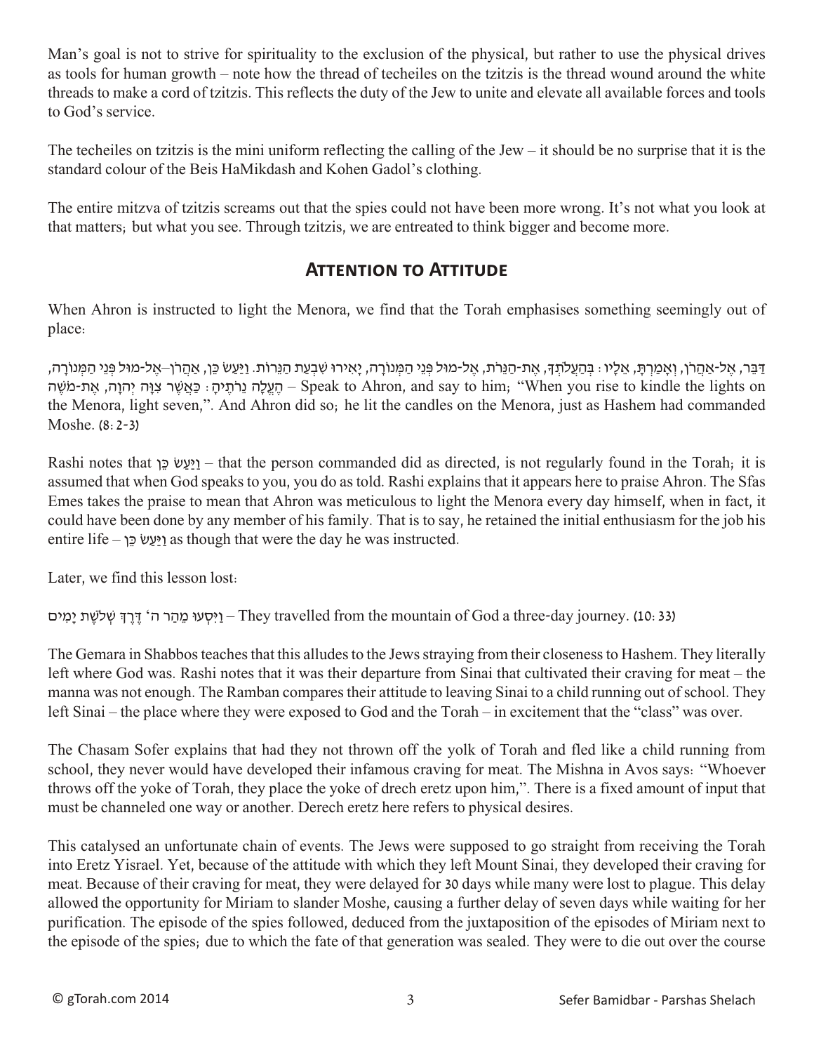Man's goal is not to strive for spirituality to the exclusion of the physical, but rather to use the physical drives as tools for human growth – note how the thread of techeiles on the tzitzis is the thread wound around the white threads to make a cord of tzitzis. This reflects the duty of the Jew to unite and elevate all available forces and tools to God's service.

The techeiles on tzitzis is the mini uniform reflecting the calling of the Jew – it should be no surprise that it is the standard colour of the Beis HaMikdash and Kohen Gadol's clothing.

The entire mitzva of tzitzis screams out that the spies could not have been more wrong. It's not what you look at that matters; but what you see. Through tzitzis, we are entreated to think bigger and become more.

## Attention to Attitude

When Ahron is instructed to light the Menora, we find that the Torah emphasises something seemingly out of place:

דַּבֵּר, אֶל-אַהֲרֹן, וְאָמַרְתָּ, אֵלָיו: בְּהַעֲלֹתְךָ, אֶת-הַנֵּרֹת, אֶל-מוּל פְּנֵי הַמְּנוֹרָה, יָאִירוּ שִׁבְעַת הַנֵּרוֹת. וַיַּעַשׂ כֵּן, אַהֲרֹן–אֶל-מוּל פְּנֵי הַמְּנוֹרָה, הֶעֱלָה נֵרֹתֶיהָ: כַּאֲשֶׁר צִוָּה יְהוָה, אֶת-מֹשֶׁה – Speak to Ahron, and say to him; "When you rise to kindle the lights on the Menora, light seven,". And Ahron did so; he lit the candles on the Menora, just as Hashem had commanded Moshe. (8:2-3)

Rashi notes that וַיַּעַשׂ כֵּן – that the person commanded did as directed, is not regularly found in the Torah; it is assumed that when God speaks to you, you do as told. Rashi explains that it appears here to praise Ahron. The Sfas Emes takes the praise to mean that Ahron was meticulous to light the Menora every day himself, when in fact, it could have been done by any member of his family. That is to say, he retained the initial enthusiasm for the job his entire life – וַיַּעַשׂ כֵּן as though that were the day he was instructed.

Later, we find this lesson lost:

וַיִּסְעוּ מֵהַר ה' דֶּרֶךְ שְׁלֹשֶׁת יָמִים – They travelled from the mountain of God a three-day journey. (10:33)

The Gemara in Shabbos teaches that this alludes to the Jews straying from their closeness to Hashem. They literally left where God was. Rashi notes that it was their departure from Sinai that cultivated their craving for meat – the manna was not enough. The Ramban compares their attitude to leaving Sinai to a child running out of school. They left Sinai – the place where they were exposed to God and the Torah – in excitement that the "class" was over.

The Chasam Sofer explains that had they not thrown off the yolk of Torah and fled like a child running from school, they never would have developed their infamous craving for meat. The Mishna in Avos says: "Whoever throws off the yoke of Torah, they place the yoke of drech eretz upon him,". There is a fixed amount of input that must be channeled one way or another. Derech eretz here refers to physical desires.

This catalysed an unfortunate chain of events. The Jews were supposed to go straight from receiving the Torah into Eretz Yisrael. Yet, because of the attitude with which they left Mount Sinai, they developed their craving for meat. Because of their craving for meat, they were delayed for 30 days while many were lost to plague. This delay allowed the opportunity for Miriam to slander Moshe, causing a further delay of seven days while waiting for her purification. The episode of the spies followed, deduced from the juxtaposition of the episodes of Miriam next to the episode of the spies; due to which the fate of that generation was sealed. They were to die out over the course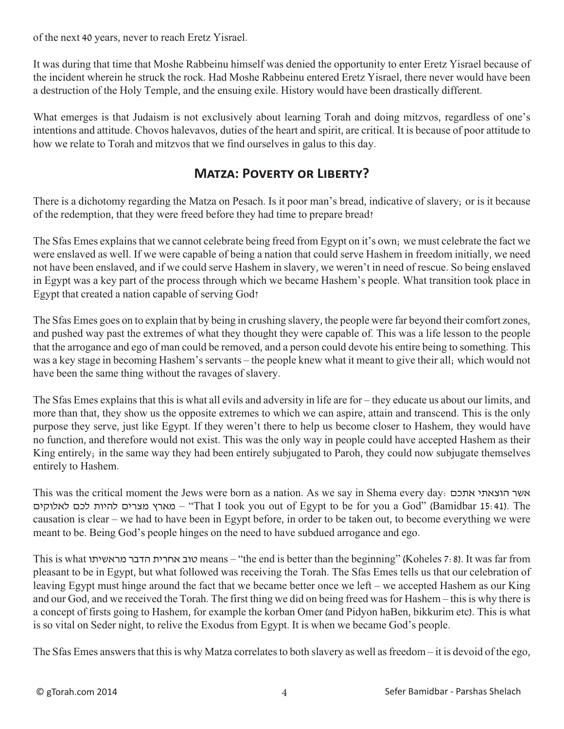of the next 40 years, never to reach Eretz Yisrael.

It was during that time that Moshe Rabbeinu himself was denied the opportunity to enter Eretz Yisrael because of the incident wherein he struck the rock. Had Moshe Rabbeinu entered Eretz Yisrael, there never would have been a destruction of the Holy Temple, and the ensuing exile. History would have been drastically different.

What emerges is that Judaism is not exclusively about learning Torah and doing mitzvos, regardless of one's intentions and attitude. Chovos halevavos, duties of the heart and spirit, are critical. It is because of poor attitude to how we relate to Torah and mitzvos that we find ourselves in galus to this day.

## Matza: Poverty or Liberty?

There is a dichotomy regarding the Matza on Pesach. Is it poor man's bread, indicative of slavery; or is it because of the redemption, that they were freed before they had time to prepare bread?

The Sfas Emes explains that we cannot celebrate being freed from Egypt on it's own; we must celebrate the fact we were enslaved as well. If we were capable of being a nation that could serve Hashem in freedom initially, we need not have been enslaved, and if we could serve Hashem in slavery, we weren't in need of rescue. So being enslaved in Egypt was a key part of the process through which we became Hashem's people. What transition took place in Egypt that created a nation capable of serving God?

The Sfas Emes goes on to explain that by being in crushing slavery, the people were far beyond their comfort zones, and pushed way past the extremes of what they thought they were capable of. This was a life lesson to the people that the arrogance and ego of man could be removed, and a person could devote his entire being to something. This was a key stage in becoming Hashem's servants – the people knew what it meant to give their all; which would not have been the same thing without the ravages of slavery.

The Sfas Emes explains that this is what all evils and adversity in life are for – they educate us about our limits, and more than that, they show us the opposite extremes to which we can aspire, attain and transcend. This is the only purpose they serve, just like Egypt. If they weren't there to help us become closer to Hashem, they would have no function, and therefore would not exist. This was the only way in people could have accepted Hashem as their King entirely; in the same way they had been entirely subjugated to Paroh, they could now subjugate themselves entirely to Hashem.

This was the critical moment the Jews were born as a nation. As we say in Shema every day: אשר הוצאתי אתכם מארץ מצרים להיות לכם לאלוקים – "That I took you out of Egypt to be for you a God" (Bamidbar 15:41). The causation is clear – we had to have been in Egypt before, in order to be taken out, to become everything we were meant to be. Being God's people hinges on the need to have subdued arrogance and ego.

This is what טוב אחרית הדבר מראשיתו means – "the end is better than the beginning" (Koheles 7:8). It was far from pleasant to be in Egypt, but what followed was receiving the Torah. The Sfas Emes tells us that our celebration of leaving Egypt must hinge around the fact that we became better once we left – we accepted Hashem as our King and our God, and we received the Torah. The first thing we did on being freed was for Hashem – this is why there is a concept of firsts going to Hashem, for example the korban Omer (and Pidyon haBen, bikkurim etc). This is what is so vital on Seder night, to relive the Exodus from Egypt. It is when we became God's people.

The Sfas Emes answers that this is why Matza correlates to both slavery as well as freedom – it is devoid of the ego,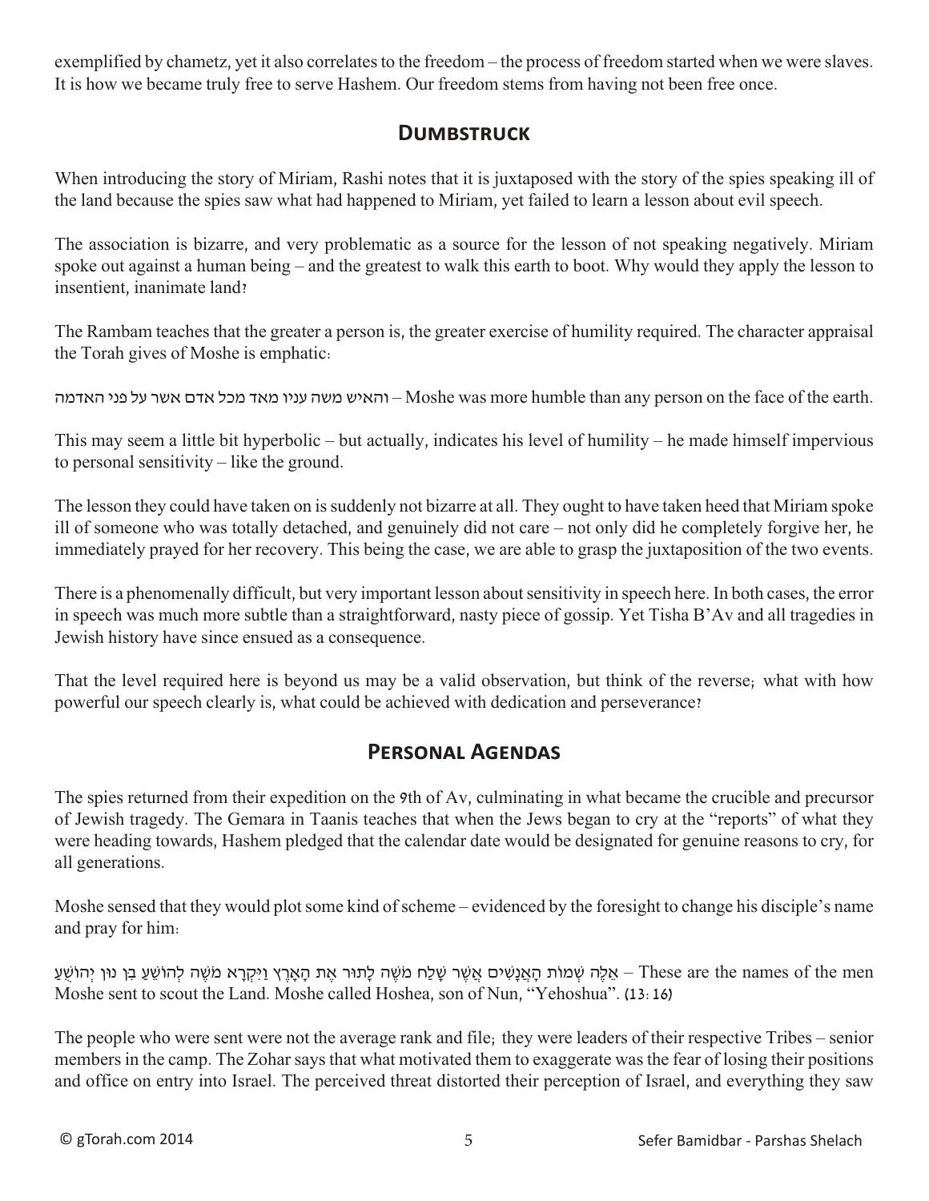exemplified by chametz, yet it also correlates to the freedom – the process of freedom started when we were slaves. It is how we became truly free to serve Hashem. Our freedom stems from having not been free once.

## Dumbstruck

When introducing the story of Miriam, Rashi notes that it is juxtaposed with the story of the spies speaking ill of the land because the spies saw what had happened to Miriam, yet failed to learn a lesson about evil speech.

The association is bizarre, and very problematic as a source for the lesson of not speaking negatively. Miriam spoke out against a human being – and the greatest to walk this earth to boot. Why would they apply the lesson to insentient, inanimate land?

The Rambam teaches that the greater a person is, the greater exercise of humility required. The character appraisal the Torah gives of Moshe is emphatic:

והאיש משה עניו מאד מכל אדם אשר על פני האדמה – Moshe was more humble than any person on the face of the earth.

This may seem a little bit hyperbolic – but actually, indicates his level of humility – he made himself impervious to personal sensitivity – like the ground.

The lesson they could have taken on is suddenly not bizarre at all. They ought to have taken heed that Miriam spoke ill of someone who was totally detached, and genuinely did not care – not only did he completely forgive her, he immediately prayed for her recovery. This being the case, we are able to grasp the juxtaposition of the two events.

There is a phenomenally difficult, but very important lesson about sensitivity in speech here. In both cases, the error in speech was much more subtle than a straightforward, nasty piece of gossip. Yet Tisha B'Av and all tragedies in Jewish history have since ensued as a consequence.

That the level required here is beyond us may be a valid observation, but think of the reverse; what with how powerful our speech clearly is, what could be achieved with dedication and perseverance?

## Personal Agendas

The spies returned from their expedition on the 9th of Av, culminating in what became the crucible and precursor of Jewish tragedy. The Gemara in Taanis teaches that when the Jews began to cry at the "reports" of what they were heading towards, Hashem pledged that the calendar date would be designated for genuine reasons to cry, for all generations.

Moshe sensed that they would plot some kind of scheme – evidenced by the foresight to change his disciple's name and pray for him:

אֵלֶּה שְׁמוֹת הָאֲנָשִׁים אֲשֶׁר שָׁלַח מֹשֶׁה לָתוּר אֶת הָאָרֶץ וַיִּקְרָא מֹשֶׁה לְהוֹשֵׁעַ בִּן נוּן יְהוֹשֻׁעַ – These are the names of the men Moshe sent to scout the Land. Moshe called Hoshea, son of Nun, "Yehoshua". (13:16)

The people who were sent were not the average rank and file; they were leaders of their respective Tribes – senior members in the camp. The Zohar says that what motivated them to exaggerate was the fear of losing their positions and office on entry into Israel. The perceived threat distorted their perception of Israel, and everything they saw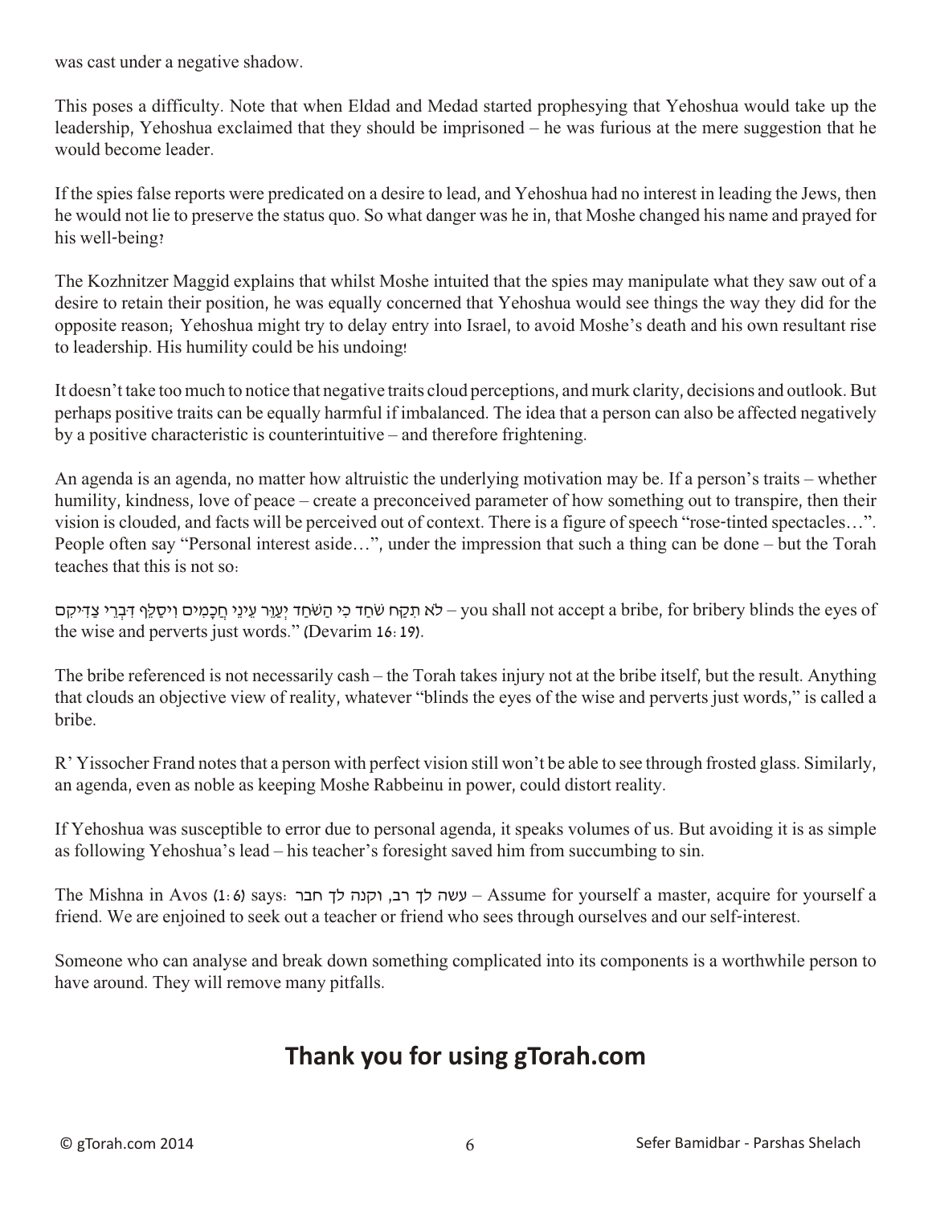was cast under a negative shadow.

This poses a difficulty. Note that when Eldad and Medad started prophesying that Yehoshua would take up the leadership, Yehoshua exclaimed that they should be imprisoned – he was furious at the mere suggestion that he would become leader.

If the spies false reports were predicated on a desire to lead, and Yehoshua had no interest in leading the Jews, then he would not lie to preserve the status quo. So what danger was he in, that Moshe changed his name and prayed for his well-being?

The Kozhnitzer Maggid explains that whilst Moshe intuited that the spies may manipulate what they saw out of a desire to retain their position, he was equally concerned that Yehoshua would see things the way they did for the opposite reason; Yehoshua might try to delay entry into Israel, to avoid Moshe's death and his own resultant rise to leadership. His humility could be his undoing!

It doesn't take too much to notice that negative traits cloud perceptions, and murk clarity, decisions and outlook. But perhaps positive traits can be equally harmful if imbalanced. The idea that a person can also be affected negatively by a positive characteristic is counterintuitive – and therefore frightening.

An agenda is an agenda, no matter how altruistic the underlying motivation may be. If a person's traits – whether humility, kindness, love of peace – create a preconceived parameter of how something out to transpire, then their vision is clouded, and facts will be perceived out of context. There is a figure of speech "rose-tinted spectacles…". People often say "Personal interest aside…", under the impression that such a thing can be done – but the Torah teaches that this is not so:

לֹא תִקַּח שֹׁחַד כִּי הַשֹּׁחַד יְעַוֵּר עֵינֵי חֲכָמִים וִיסַלֵּף דִּבְרֵי צַדִּיקִם – you shall not accept a bribe, for bribery blinds the eyes of the wise and perverts just words." (Devarim 16:19).

The bribe referenced is not necessarily cash – the Torah takes injury not at the bribe itself, but the result. Anything that clouds an objective view of reality, whatever "blinds the eyes of the wise and perverts just words," is called a bribe.

R' Yissocher Frand notes that a person with perfect vision still won't be able to see through frosted glass. Similarly, an agenda, even as noble as keeping Moshe Rabbeinu in power, could distort reality.

If Yehoshua was susceptible to error due to personal agenda, it speaks volumes of us. But avoiding it is as simple as following Yehoshua's lead – his teacher's foresight saved him from succumbing to sin.

The Mishna in Avos (1:6) says: עשה לך רב, וקנה לך חבר – Assume for yourself a master, acquire for yourself a friend. We are enjoined to seek out a teacher or friend who sees through ourselves and our self-interest.

Someone who can analyse and break down something complicated into its components is a worthwhile person to have around. They will remove many pitfalls.

## Thank you for using gTorah.com